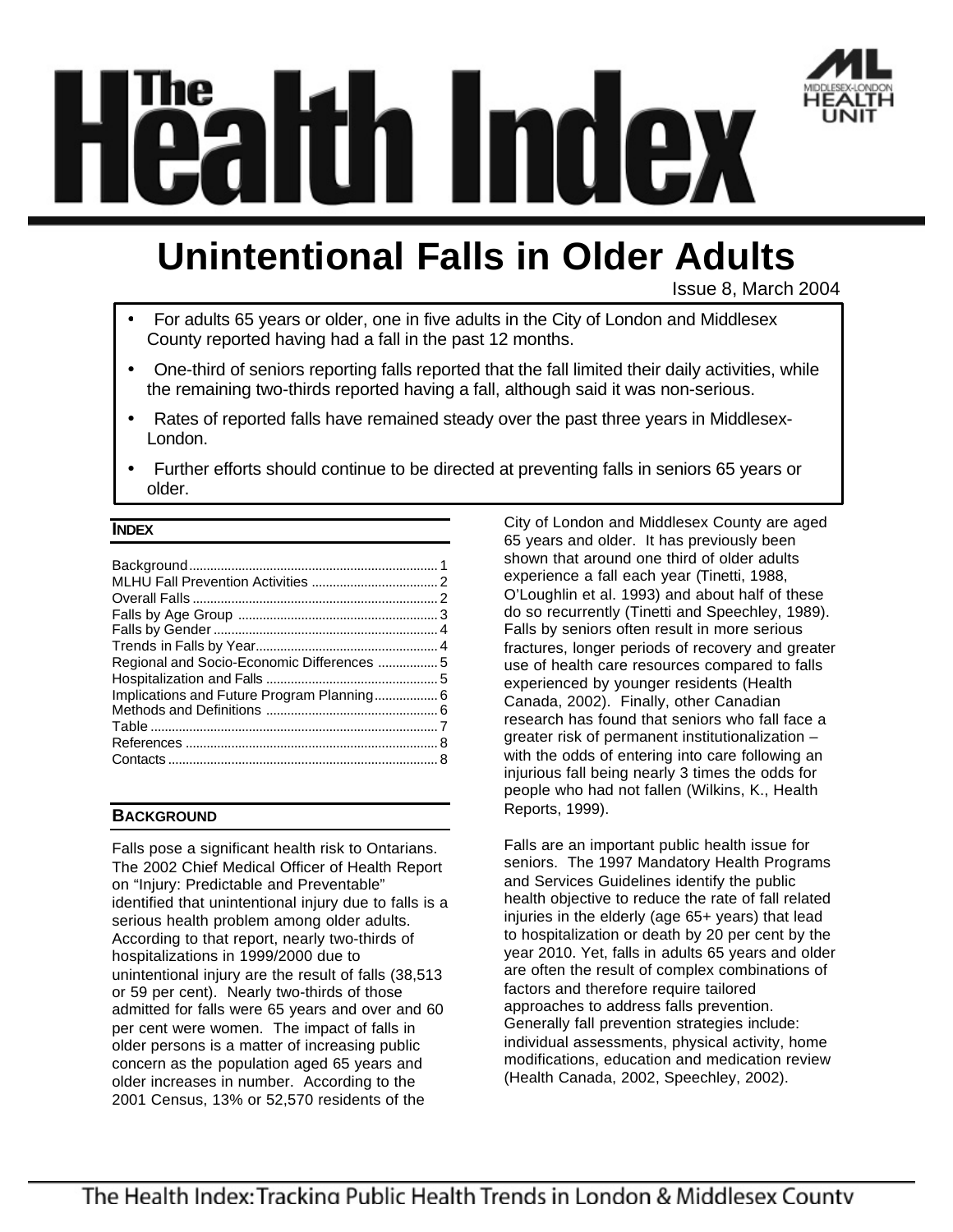# The Health Index

## Unintentional Falls in Older Adults

Issue 8, March 2004

- For adults 65 years or older, one in five adults in the City of London and Middlesex County reported having had a fall in the past 12 months.
- One-third of seniors reporting falls reported that the fall limited their daily activities, while the remaining two-thirds reported having a fall, although said it was non-serious.
- Rates of reported falls have remained steady over the past three years in Middlesex-London.
- Further efforts should continue to be directed at preventing falls in seniors 65 years or older.

### INDEX

Background ..... 1
MLHU Fall Prevention Activities ..... 2
Overall Falls ..... 2
Falls by Age Group ..... 3
Falls by Gender ..... 4
Trends in Falls by Year ..... 4
Regional and Socio-Economic Differences ..... 5
Hospitalization and Falls ..... 5
Implications and Future Program Planning ..... 6
Methods and Definitions ..... 6
Table ..... 7
References ..... 8
Contacts ..... 8

### BACKGROUND

Falls pose a significant health risk to Ontarians. The 2002 Chief Medical Officer of Health Report on "Injury: Predictable and Preventable" identified that unintentional injury due to falls is a serious health problem among older adults. According to that report, nearly two-thirds of hospitalizations in 1999/2000 due to unintentional injury are the result of falls (38,513 or 59 per cent). Nearly two-thirds of those admitted for falls were 65 years and over and 60 per cent were women. The impact of falls in older persons is a matter of increasing public concern as the population aged 65 years and older increases in number. According to the 2001 Census, 13% or 52,570 residents of the City of London and Middlesex County are aged 65 years and older. It has previously been shown that around one third of older adults experience a fall each year (Tinetti, 1988, O'Loughlin et al. 1993) and about half of these do so recurrently (Tinetti and Speechley, 1989). Falls by seniors often result in more serious fractures, longer periods of recovery and greater use of health care resources compared to falls experienced by younger residents (Health Canada, 2002). Finally, other Canadian research has found that seniors who fall face a greater risk of permanent institutionalization – with the odds of entering into care following an injurious fall being nearly 3 times the odds for people who had not fallen (Wilkins, K., Health Reports, 1999).

Falls are an important public health issue for seniors. The 1997 Mandatory Health Programs and Services Guidelines identify the public health objective to reduce the rate of fall related injuries in the elderly (age 65+ years) that lead to hospitalization or death by 20 per cent by the year 2010. Yet, falls in adults 65 years and older are often the result of complex combinations of factors and therefore require tailored approaches to address falls prevention. Generally fall prevention strategies include: individual assessments, physical activity, home modifications, education and medication review (Health Canada, 2002, Speechley, 2002).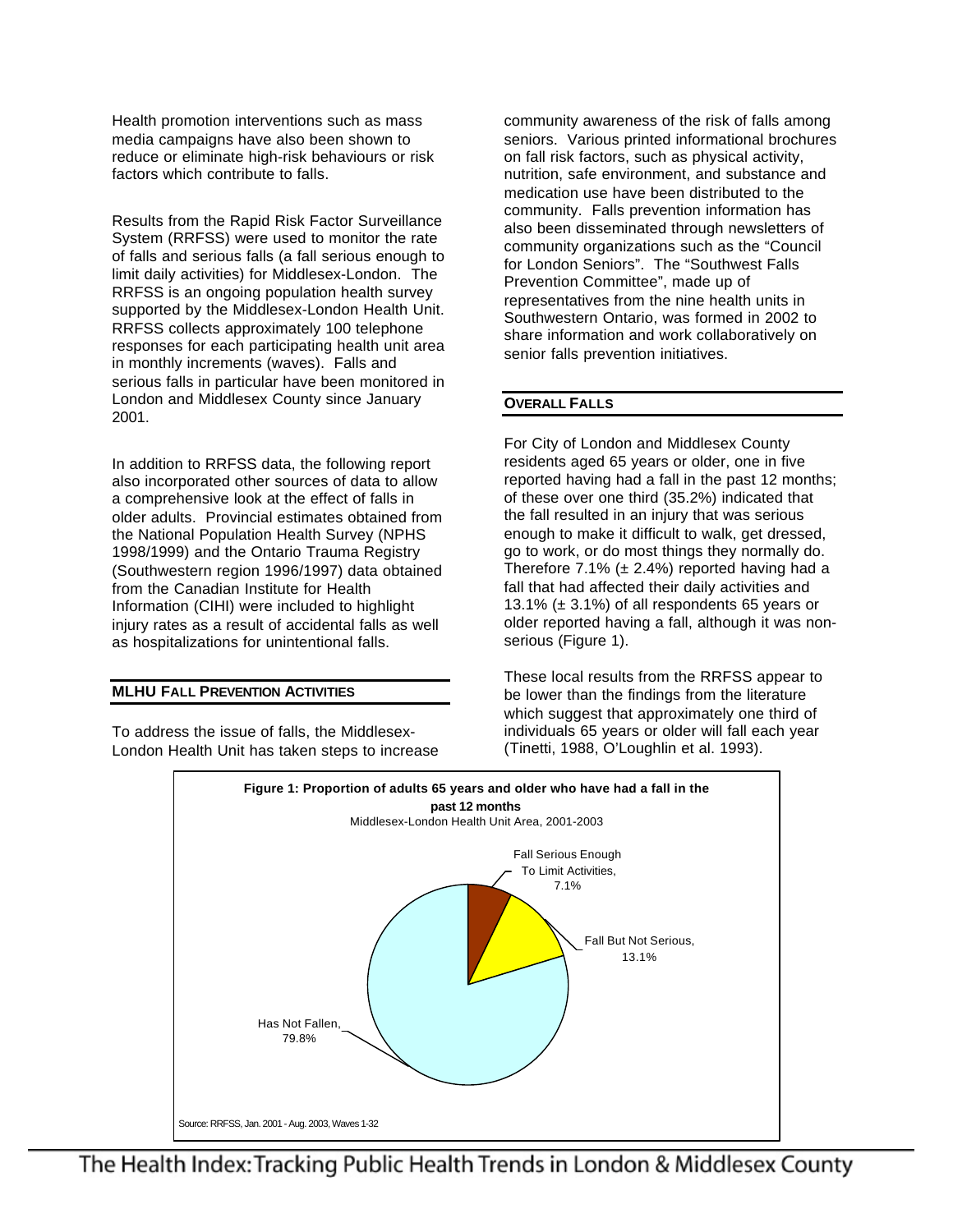Health promotion interventions such as mass media campaigns have also been shown to reduce or eliminate high-risk behaviours or risk factors which contribute to falls.

Results from the Rapid Risk Factor Surveillance System (RRFSS) were used to monitor the rate of falls and serious falls (a fall serious enough to limit daily activities) for Middlesex-London. The RRFSS is an ongoing population health survey supported by the Middlesex-London Health Unit. RRFSS collects approximately 100 telephone responses for each participating health unit area in monthly increments (waves). Falls and serious falls in particular have been monitored in London and Middlesex County since January 2001.

In addition to RRFSS data, the following report also incorporated other sources of data to allow a comprehensive look at the effect of falls in older adults. Provincial estimates obtained from the National Population Health Survey (NPHS 1998/1999) and the Ontario Trauma Registry (Southwestern region 1996/1997) data obtained from the Canadian Institute for Health Information (CIHI) were included to highlight injury rates as a result of accidental falls as well as hospitalizations for unintentional falls.

## MLHU Fall Prevention Activities

To address the issue of falls, the Middlesex-London Health Unit has taken steps to increase community awareness of the risk of falls among seniors. Various printed informational brochures on fall risk factors, such as physical activity, nutrition, safe environment, and substance and medication use have been distributed to the community. Falls prevention information has also been disseminated through newsletters of community organizations such as the "Council for London Seniors". The "Southwest Falls Prevention Committee", made up of representatives from the nine health units in Southwestern Ontario, was formed in 2002 to share information and work collaboratively on senior falls prevention initiatives.

## Overall Falls

For City of London and Middlesex County residents aged 65 years or older, one in five reported having had a fall in the past 12 months; of these over one third (35.2%) indicated that the fall resulted in an injury that was serious enough to make it difficult to walk, get dressed, go to work, or do most things they normally do. Therefore 7.1% (± 2.4%) reported having had a fall that had affected their daily activities and 13.1% (± 3.1%) of all respondents 65 years or older reported having a fall, although it was non-serious (Figure 1).

These local results from the RRFSS appear to be lower than the findings from the literature which suggest that approximately one third of individuals 65 years or older will fall each year (Tinetti, 1988, O'Loughlin et al. 1993).

**Figure 1: Proportion of adults 65 years and older who have had a fall in the past 12 months**
Middlesex-London Health Unit Area, 2001-2003

| Category | Percent |
|---|---|
| Fall Serious Enough To Limit Activities | 7.1% |
| Fall But Not Serious | 13.1% |
| Has Not Fallen | 79.8% |

Source: RRFSS, Jan. 2001 - Aug. 2003, Waves 1-32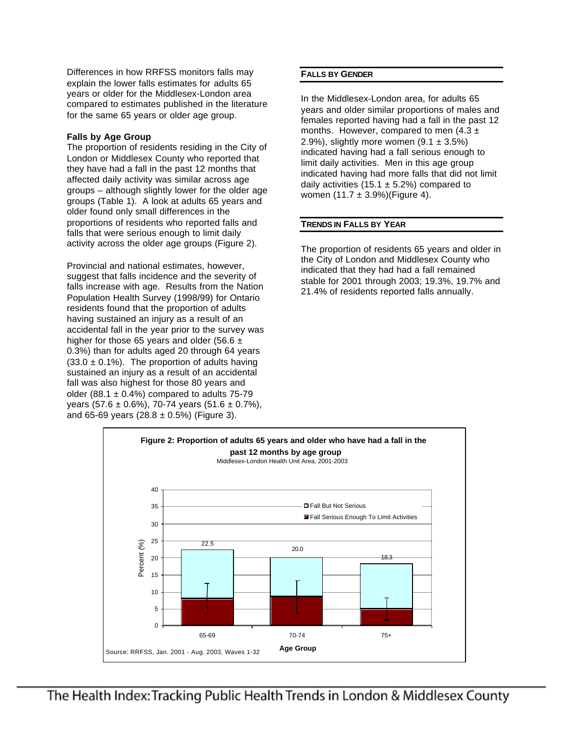Differences in how RRFSS monitors falls may explain the lower falls estimates for adults 65 years or older for the Middlesex-London area compared to estimates published in the literature for the same 65 years or older age group.

**Falls by Age Group**

The proportion of residents residing in the City of London or Middlesex County who reported that they have had a fall in the past 12 months that affected daily activity was similar across age groups – although slightly lower for the older age groups (Table 1). A look at adults 65 years and older found only small differences in the proportions of residents who reported falls and falls that were serious enough to limit daily activity across the older age groups (Figure 2).

Provincial and national estimates, however, suggest that falls incidence and the severity of falls increase with age. Results from the Nation Population Health Survey (1998/99) for Ontario residents found that the proportion of adults having sustained an injury as a result of an accidental fall in the year prior to the survey was higher for those 65 years and older (56.6 ± 0.3%) than for adults aged 20 through 64 years (33.0 ± 0.1%). The proportion of adults having sustained an injury as a result of an accidental fall was also highest for those 80 years and older (88.1 ± 0.4%) compared to adults 75-79 years (57.6 ± 0.6%), 70-74 years (51.6 ± 0.7%), and 65-69 years (28.8 ± 0.5%) (Figure 3).

## FALLS BY GENDER

In the Middlesex-London area, for adults 65 years and older similar proportions of males and females reported having had a fall in the past 12 months. However, compared to men (4.3 ± 2.9%), slightly more women (9.1 ± 3.5%) indicated having had a fall serious enough to limit daily activities. Men in this age group indicated having had more falls that did not limit daily activities (15.1 ± 5.2%) compared to women (11.7 ± 3.9%)(Figure 4).

## TRENDS IN FALLS BY YEAR

The proportion of residents 65 years and older in the City of London and Middlesex County who indicated that they had had a fall remained stable for 2001 through 2003; 19.3%, 19.7% and 21.4% of residents reported falls annually.

**Figure 2: Proportion of adults 65 years and older who have had a fall in the past 12 months by age group**

Middlesex-London Health Unit Area, 2001-2003

| Age Group | Total (%) |
|---|---|
| 65-69 | 22.5 |
| 70-74 | 20.0 |
| 75+ | 18.3 |

Legend: Fall But Not Serious; Fall Serious Enough To Limit Activities

Source: RRFSS, Jan. 2001 - Aug. 2003, Waves 1-32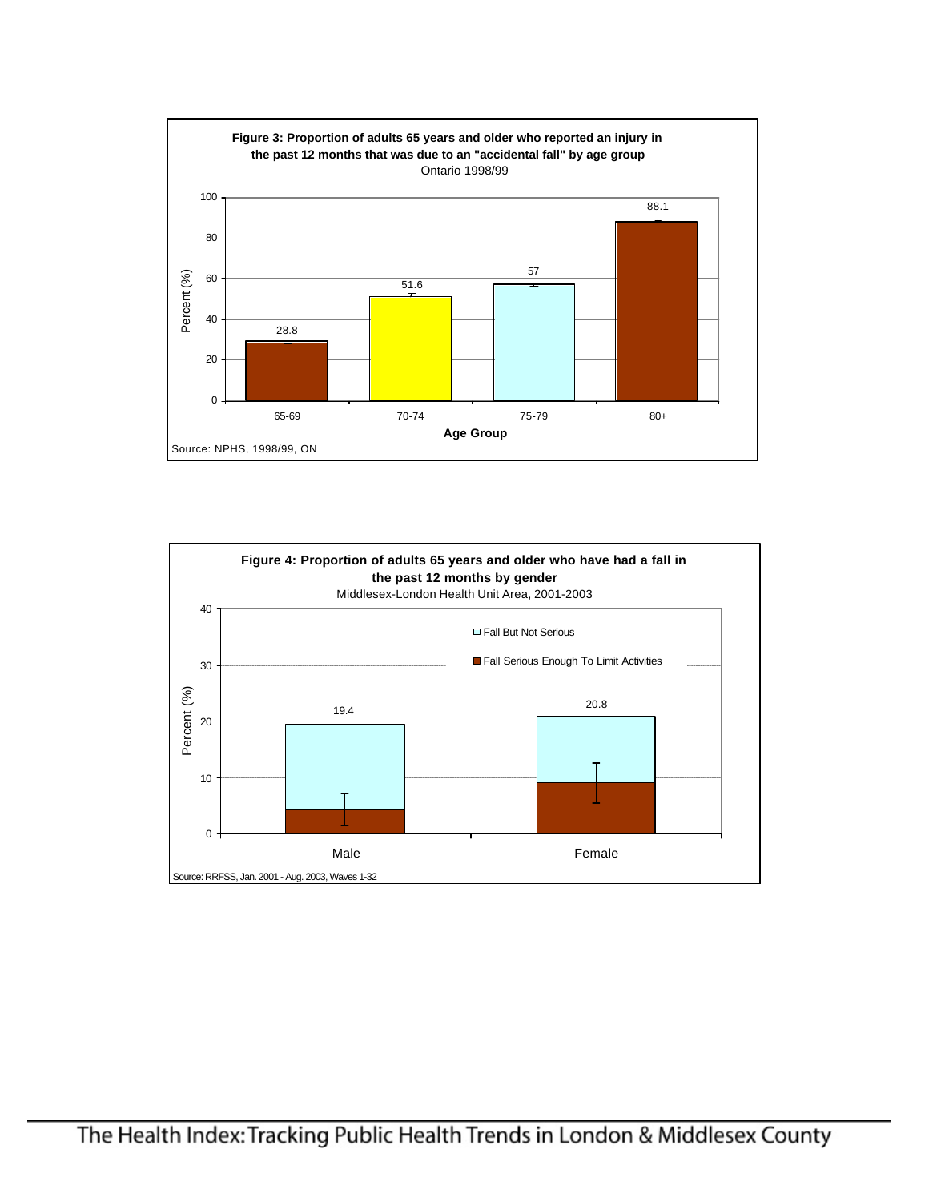**Figure 3: Proportion of adults 65 years and older who reported an injury in the past 12 months that was due to an "accidental fall" by age group**

Ontario 1998/99

| Age Group | Percent (%) |
|---|---|
| 65-69 | 28.8 |
| 70-74 | 51.6 |
| 75-79 | 57 |
| 80+ | 88.1 |

Source: NPHS, 1998/99, ON

**Figure 4: Proportion of adults 65 years and older who have had a fall in the past 12 months by gender**

Middlesex-London Health Unit Area, 2001-2003

| Gender | Total Percent (%) |
|---|---|
| Male | 19.4 |
| Female | 20.8 |

Legend: Fall But Not Serious; Fall Serious Enough To Limit Activities

Source: RRFSS, Jan. 2001 - Aug. 2003, Waves 1-32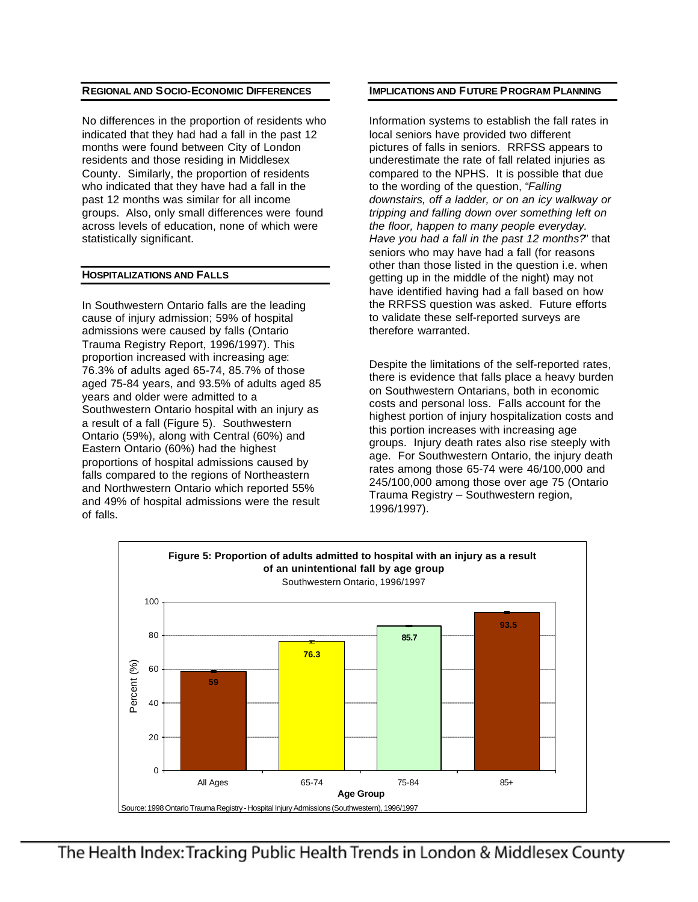## Regional and Socio-Economic Differences

No differences in the proportion of residents who indicated that they had had a fall in the past 12 months were found between City of London residents and those residing in Middlesex County. Similarly, the proportion of residents who indicated that they have had a fall in the past 12 months was similar for all income groups. Also, only small differences were found across levels of education, none of which were statistically significant.

## Hospitalizations and Falls

In Southwestern Ontario falls are the leading cause of injury admission; 59% of hospital admissions were caused by falls (Ontario Trauma Registry Report, 1996/1997). This proportion increased with increasing age: 76.3% of adults aged 65-74, 85.7% of those aged 75-84 years, and 93.5% of adults aged 85 years and older were admitted to a Southwestern Ontario hospital with an injury as a result of a fall (Figure 5). Southwestern Ontario (59%), along with Central (60%) and Eastern Ontario (60%) had the highest proportions of hospital admissions caused by falls compared to the regions of Northeastern and Northwestern Ontario which reported 55% and 49% of hospital admissions were the result of falls.

## Implications and Future Program Planning

Information systems to establish the fall rates in local seniors have provided two different pictures of falls in seniors. RRFSS appears to underestimate the rate of fall related injuries as compared to the NPHS. It is possible that due to the wording of the question, "*Falling downstairs, off a ladder, or on an icy walkway or tripping and falling down over something left on the floor, happen to many people everyday. Have you had a fall in the past 12 months?*" that seniors who may have had a fall (for reasons other than those listed in the question i.e. when getting up in the middle of the night) may not have identified having had a fall based on how the RRFSS question was asked. Future efforts to validate these self-reported surveys are therefore warranted.

Despite the limitations of the self-reported rates, there is evidence that falls place a heavy burden on Southwestern Ontarians, both in economic costs and personal loss. Falls account for the highest portion of injury hospitalization costs and this portion increases with increasing age groups. Injury death rates also rise steeply with age. For Southwestern Ontario, the injury death rates among those 65-74 were 46/100,000 and 245/100,000 among those over age 75 (Ontario Trauma Registry – Southwestern region, 1996/1997).

**Figure 5: Proportion of adults admitted to hospital with an injury as a result of an unintentional fall by age group**

Southwestern Ontario, 1996/1997

| Age Group | Percent (%) |
|---|---|
| All Ages | 59 |
| 65-74 | 76.3 |
| 75-84 | 85.7 |
| 85+ | 93.5 |

Source: 1998 Ontario Trauma Registry - Hospital Injury Admissions (Southwestern), 1996/1997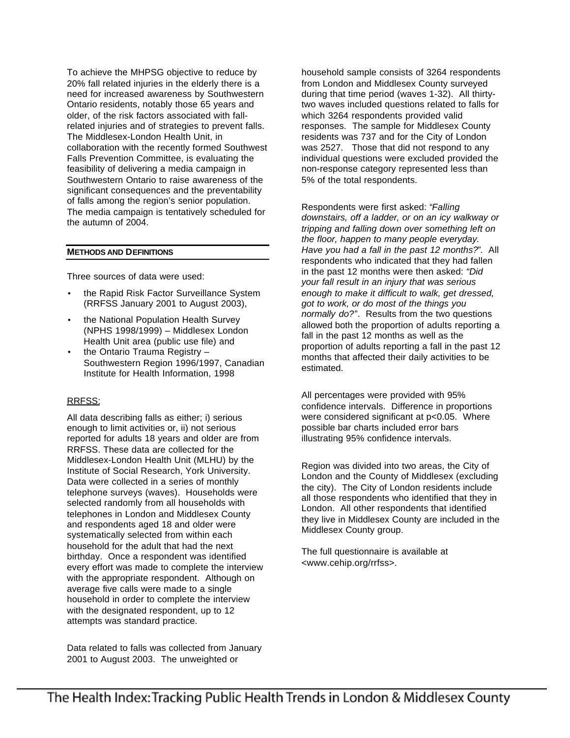To achieve the MHPSG objective to reduce by 20% fall related injuries in the elderly there is a need for increased awareness by Southwestern Ontario residents, notably those 65 years and older, of the risk factors associated with fall-related injuries and of strategies to prevent falls. The Middlesex-London Health Unit, in collaboration with the recently formed Southwest Falls Prevention Committee, is evaluating the feasibility of delivering a media campaign in Southwestern Ontario to raise awareness of the significant consequences and the preventability of falls among the region's senior population. The media campaign is tentatively scheduled for the autumn of 2004.

## METHODS AND DEFINITIONS

Three sources of data were used:

- the Rapid Risk Factor Surveillance System (RRFSS January 2001 to August 2003),
- the National Population Health Survey (NPHS 1998/1999) – Middlesex London Health Unit area (public use file) and
- the Ontario Trauma Registry – Southwestern Region 1996/1997, Canadian Institute for Health Information, 1998

### RRFSS:

All data describing falls as either; i) serious enough to limit activities or, ii) not serious reported for adults 18 years and older are from RRFSS. These data are collected for the Middlesex-London Health Unit (MLHU) by the Institute of Social Research, York University. Data were collected in a series of monthly telephone surveys (waves). Households were selected randomly from all households with telephones in London and Middlesex County and respondents aged 18 and older were systematically selected from within each household for the adult that had the next birthday. Once a respondent was identified every effort was made to complete the interview with the appropriate respondent. Although on average five calls were made to a single household in order to complete the interview with the designated respondent, up to 12 attempts was standard practice.

Data related to falls was collected from January 2001 to August 2003. The unweighted or household sample consists of 3264 respondents from London and Middlesex County surveyed during that time period (waves 1-32). All thirty-two waves included questions related to falls for which 3264 respondents provided valid responses. The sample for Middlesex County residents was 737 and for the City of London was 2527. Those that did not respond to any individual questions were excluded provided the non-response category represented less than 5% of the total respondents.

Respondents were first asked: "*Falling downstairs, off a ladder, or on an icy walkway or tripping and falling down over something left on the floor, happen to many people everyday. Have you had a fall in the past 12 months?*". All respondents who indicated that they had fallen in the past 12 months were then asked: *"Did your fall result in an injury that was serious enough to make it difficult to walk, get dressed, got to work, or do most of the things you normally do?*". Results from the two questions allowed both the proportion of adults reporting a fall in the past 12 months as well as the proportion of adults reporting a fall in the past 12 months that affected their daily activities to be estimated.

All percentages were provided with 95% confidence intervals. Difference in proportions were considered significant at $p<0.05$. Where possible bar charts included error bars illustrating 95% confidence intervals.

Region was divided into two areas, the City of London and the County of Middlesex (excluding the city). The City of London residents include all those respondents who identified that they in London. All other respondents that identified they live in Middlesex County are included in the Middlesex County group.

The full questionnaire is available at <www.cehip.org/rrfss>.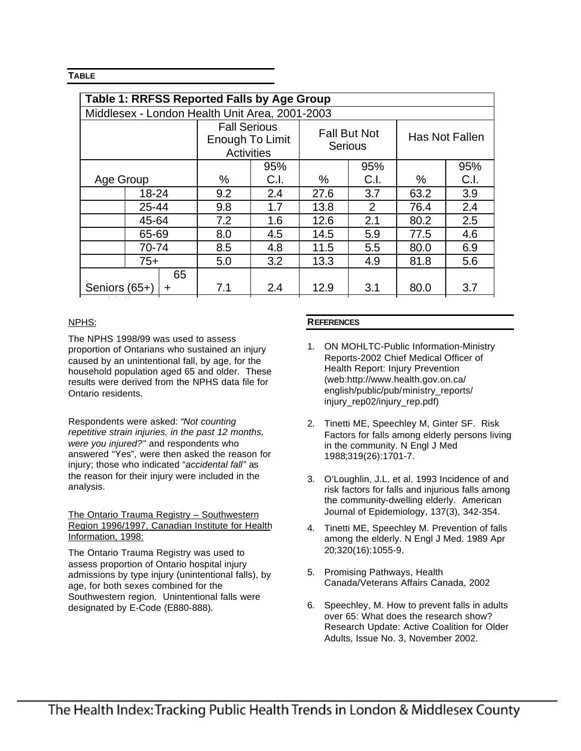**TABLE**

| Table 1: RRFSS Reported Falls by Age Group | | | | | | | | |
|---|---|---|---|---|---|---|---|---|
| Middlesex - London Health Unit Area, 2001-2003 | | | | | | | | |
| | | Fall Serious Enough To Limit Activities | | Fall But Not Serious | | Has Not Fallen | | |
| Age Group | | % | 95% C.I. | % | 95% C.I. | % | 95% C.I. | |
| | 18-24 | 9.2 | 2.4 | 27.6 | 3.7 | 63.2 | 3.9 | |
| | 25-44 | 9.8 | 1.7 | 13.8 | 2 | 76.4 | 2.4 | |
| | 45-64 | 7.2 | 1.6 | 12.6 | 2.1 | 80.2 | 2.5 | |
| | 65-69 | 8.0 | 4.5 | 14.5 | 5.9 | 77.5 | 4.6 | |
| | 70-74 | 8.5 | 4.8 | 11.5 | 5.5 | 80.0 | 6.9 | |
| | 75+ | 5.0 | 3.2 | 13.3 | 4.9 | 81.8 | 5.6 | |
| Seniors (65+) | 65 + | 7.1 | 2.4 | 12.9 | 3.1 | 80.0 | 3.7 | |

NPHS:

The NPHS 1998/99 was used to assess proportion of Ontarians who sustained an injury caused by an unintentional fall, by age, for the household population aged 65 and older. These results were derived from the NPHS data file for Ontario residents.

Respondents were asked: "*Not counting repetitive strain injuries, in the past 12 months, were you injured?*" and respondents who answered "Yes", were then asked the reason for injury; those who indicated "*accidental fall*" as the reason for their injury were included in the analysis.

The Ontario Trauma Registry – Southwestern Region 1996/1997, Canadian Institute for Health Information, 1998:

The Ontario Trauma Registry was used to assess proportion of Ontario hospital injury admissions by type injury (unintentional falls), by age, for both sexes combined for the Southwestern region. Unintentional falls were designated by E-Code (E880-888).

**REFERENCES**

1. ON MOHLTC-Public Information-Ministry Reports-2002 Chief Medical Officer of Health Report: Injury Prevention (web:http://www.health.gov.on.ca/english/public/pub/ministry_reports/injury_rep02/injury_rep.pdf)
2. Tinetti ME, Speechley M, Ginter SF. Risk Factors for falls among elderly persons living in the community. N Engl J Med 1988;319(26):1701-7.
3. O'Loughlin, J.L. et al. 1993 Incidence of and risk factors for falls and injurious falls among the community-dwelling elderly. American Journal of Epidemiology, 137(3), 342-354.
4. Tinetti ME, Speechley M. Prevention of falls among the elderly. N Engl J Med. 1989 Apr 20;320(16):1055-9.
5. Promising Pathways, Health Canada/Veterans Affairs Canada, 2002
6. Speechley, M. How to prevent falls in adults over 65: What does the research show? Research Update: Active Coalition for Older Adults, Issue No. 3, November 2002.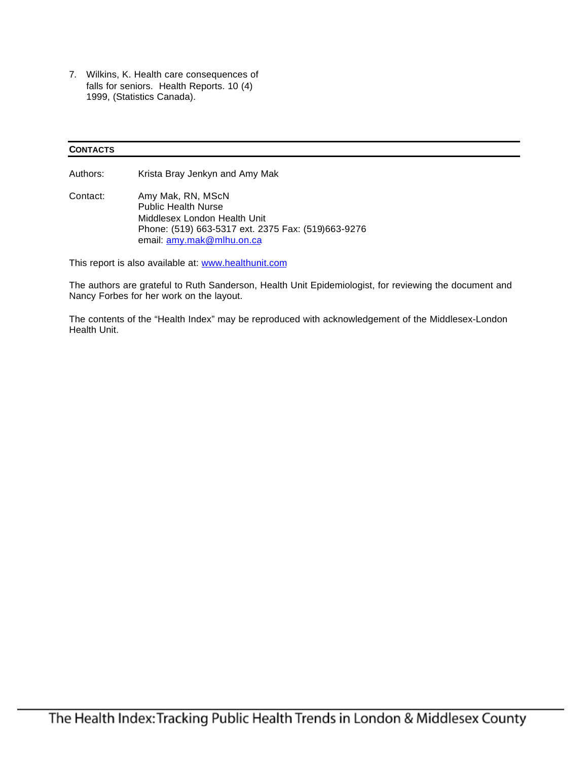7. Wilkins, K. Health care consequences of falls for seniors. Health Reports. 10 (4) 1999, (Statistics Canada).

## CONTACTS

Authors: Krista Bray Jenkyn and Amy Mak

Contact: Amy Mak, RN, MScN
Public Health Nurse
Middlesex London Health Unit
Phone: (519) 663-5317 ext. 2375 Fax: (519)663-9276
email: amy.mak@mlhu.on.ca

This report is also available at: www.healthunit.com

The authors are grateful to Ruth Sanderson, Health Unit Epidemiologist, for reviewing the document and Nancy Forbes for her work on the layout.

The contents of the "Health Index" may be reproduced with acknowledgement of the Middlesex-London Health Unit.